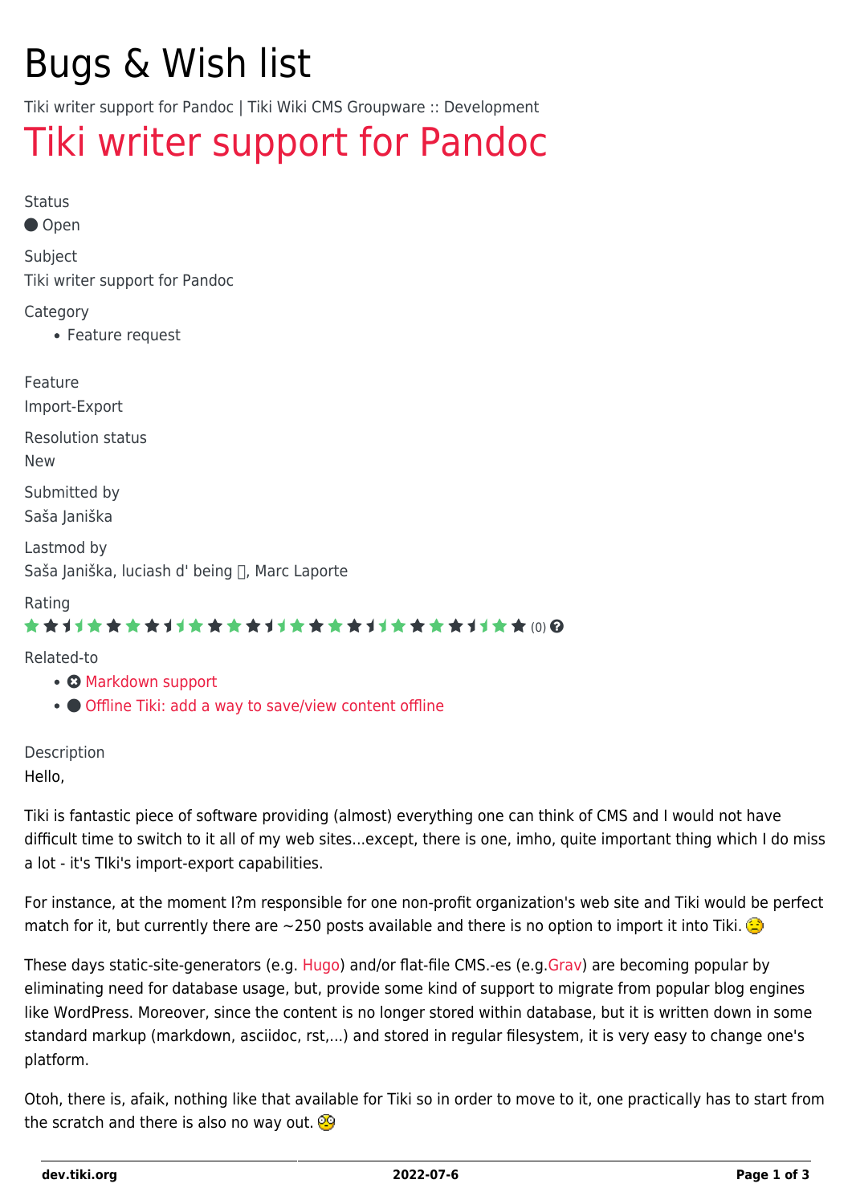# Bugs & Wish list

Tiki writer support for Pandoc | Tiki Wiki CMS Groupware :: Development

## Tiki writer support for Pandoc

Status

Open

Subject

Tiki writer support for Pandoc

Category

- Feature request

Feature

Import-Export

Resolution status

New

Submitted by

Saša Janiška

Lastmod by

Saša Janiška, luciash d' being 🧙, Marc Laporte

Rating

(0)

Related-to

- Markdown support
- Offline Tiki: add a way to save/view content offline

Description

Hello,

Tiki is fantastic piece of software providing (almost) everything one can think of CMS and I would not have difficult time to switch to it all of my web sites...except, there is one, imho, quite important thing which I do miss a lot - it's TIki's import-export capabilities.

For instance, at the moment I?m responsible for one non-profit organization's web site and Tiki would be perfect match for it, but currently there are ~250 posts available and there is no option to import it into Tiki. 😟

These days static-site-generators (e.g. Hugo) and/or flat-file CMS.-es (e.g.Grav) are becoming popular by eliminating need for database usage, but, provide some kind of support to migrate from popular blog engines like WordPress. Moreover, since the content is no longer stored within database, but it is written down in some standard markup (markdown, asciidoc, rst,...) and stored in regular filesystem, it is very easy to change one's platform.

Otoh, there is, afaik, nothing like that available for Tiki so in order to move to it, one practically has to start from the scratch and there is also no way out. 😳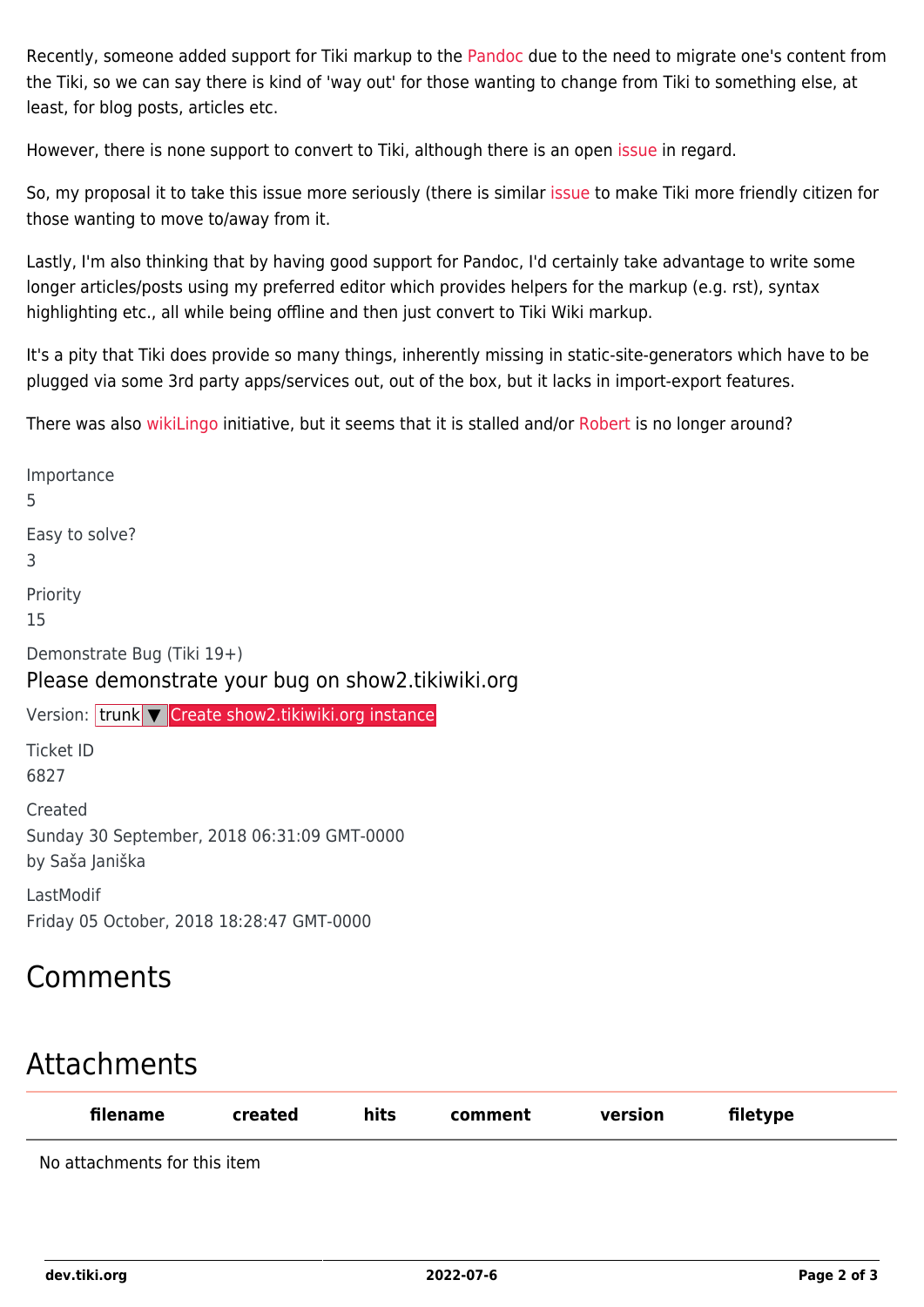Recently, someone added support for Tiki markup to the Pandoc due to the need to migrate one's content from the Tiki, so we can say there is kind of 'way out' for those wanting to change from Tiki to something else, at least, for blog posts, articles etc.

However, there is none support to convert to Tiki, although there is an open issue in regard.

So, my proposal it to take this issue more seriously (there is similar issue to make Tiki more friendly citizen for those wanting to move to/away from it.

Lastly, I'm also thinking that by having good support for Pandoc, I'd certainly take advantage to write some longer articles/posts using my preferred editor which provides helpers for the markup (e.g. rst), syntax highlighting etc., all while being offline and then just convert to Tiki Wiki markup.

It's a pity that Tiki does provide so many things, inherently missing in static-site-generators which have to be plugged via some 3rd party apps/services out, out of the box, but it lacks in import-export features.

There was also wikiLingo initiative, but it seems that it is stalled and/or Robert is no longer around?

Importance
5

Easy to solve?
3

Priority
15

Demonstrate Bug (Tiki 19+)

Please demonstrate your bug on show2.tikiwiki.org

Version: trunk ▼ Create show2.tikiwiki.org instance

Ticket ID
6827

Created
Sunday 30 September, 2018 06:31:09 GMT-0000
by Saša Janiška

LastModif
Friday 05 October, 2018 18:28:47 GMT-0000

# Comments

# Attachments

| filename | created | hits | comment | version | filetype |
| --- | --- | --- | --- | --- | --- |
| No attachments for this item | | | | | |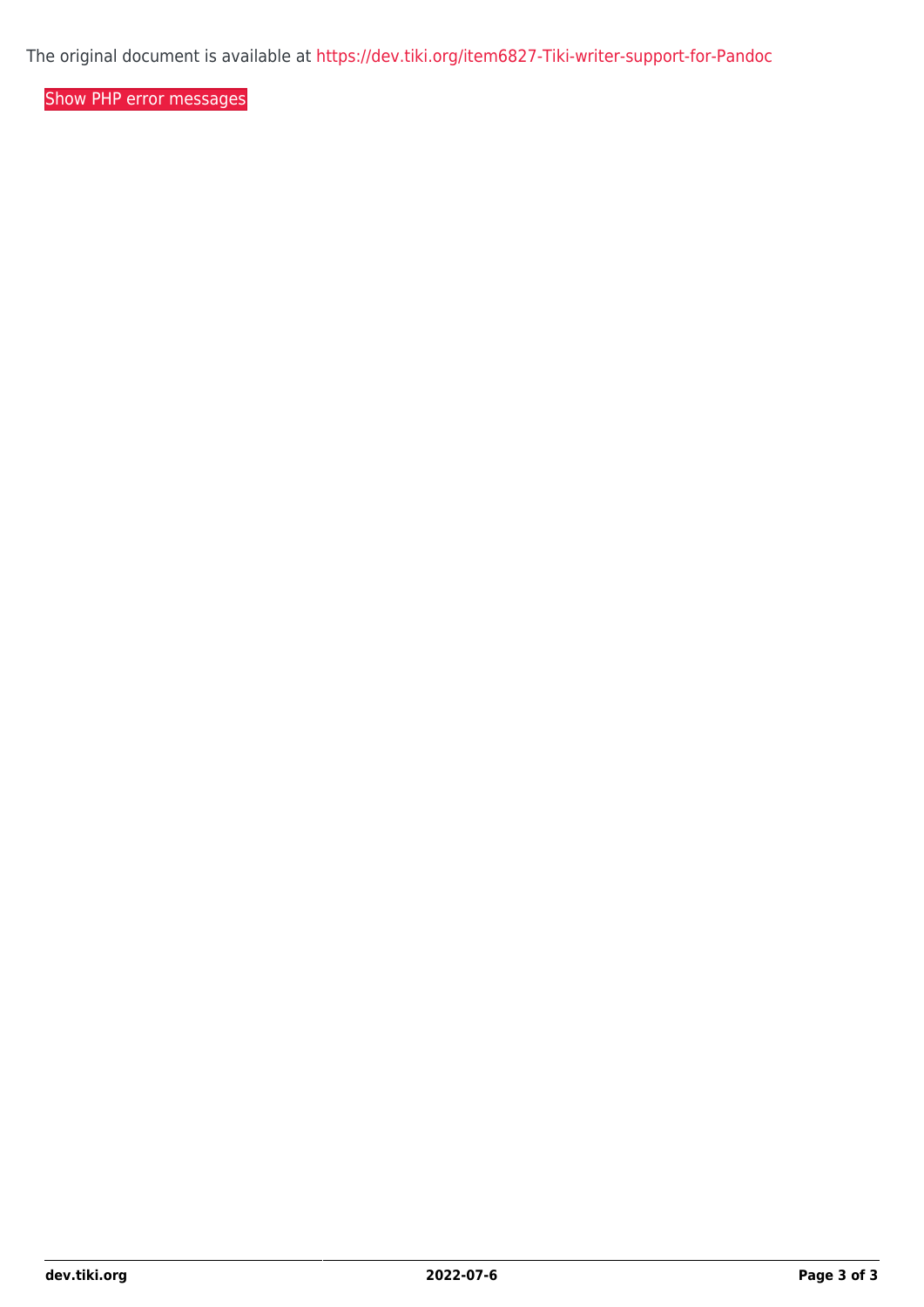The original document is available at https://dev.tiki.org/item6827-Tiki-writer-support-for-Pandoc

Show PHP error messages